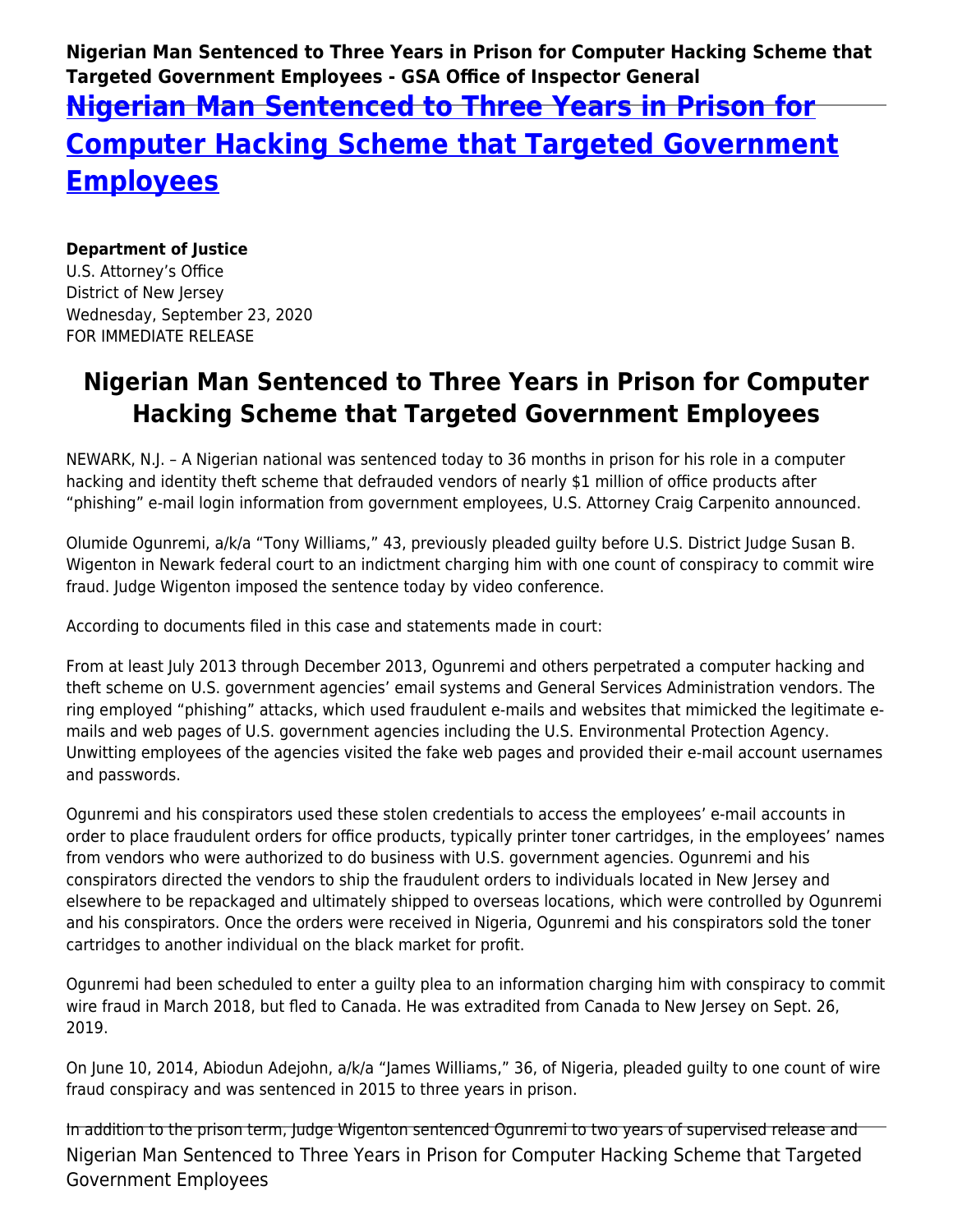# Nigerian Man Sentenced to Three Years in Prison for Computer Hacking Scheme that Targeted Government Employees

**Department of Justice**
U.S. Attorney's Office
District of New Jersey
Wednesday, September 23, 2020
FOR IMMEDIATE RELEASE

## Nigerian Man Sentenced to Three Years in Prison for Computer Hacking Scheme that Targeted Government Employees

NEWARK, N.J. – A Nigerian national was sentenced today to 36 months in prison for his role in a computer hacking and identity theft scheme that defrauded vendors of nearly $1 million of office products after "phishing" e-mail login information from government employees, U.S. Attorney Craig Carpenito announced.

Olumide Ogunremi, a/k/a "Tony Williams," 43, previously pleaded guilty before U.S. District Judge Susan B. Wigenton in Newark federal court to an indictment charging him with one count of conspiracy to commit wire fraud. Judge Wigenton imposed the sentence today by video conference.

According to documents filed in this case and statements made in court:

From at least July 2013 through December 2013, Ogunremi and others perpetrated a computer hacking and theft scheme on U.S. government agencies' email systems and General Services Administration vendors. The ring employed "phishing" attacks, which used fraudulent e-mails and websites that mimicked the legitimate e-mails and web pages of U.S. government agencies including the U.S. Environmental Protection Agency. Unwitting employees of the agencies visited the fake web pages and provided their e-mail account usernames and passwords.

Ogunremi and his conspirators used these stolen credentials to access the employees' e-mail accounts in order to place fraudulent orders for office products, typically printer toner cartridges, in the employees' names from vendors who were authorized to do business with U.S. government agencies. Ogunremi and his conspirators directed the vendors to ship the fraudulent orders to individuals located in New Jersey and elsewhere to be repackaged and ultimately shipped to overseas locations, which were controlled by Ogunremi and his conspirators. Once the orders were received in Nigeria, Ogunremi and his conspirators sold the toner cartridges to another individual on the black market for profit.

Ogunremi had been scheduled to enter a guilty plea to an information charging him with conspiracy to commit wire fraud in March 2018, but fled to Canada. He was extradited from Canada to New Jersey on Sept. 26, 2019.

On June 10, 2014, Abiodun Adejohn, a/k/a "James Williams," 36, of Nigeria, pleaded guilty to one count of wire fraud conspiracy and was sentenced in 2015 to three years in prison.

In addition to the prison term, Judge Wigenton sentenced Ogunremi to two years of supervised release and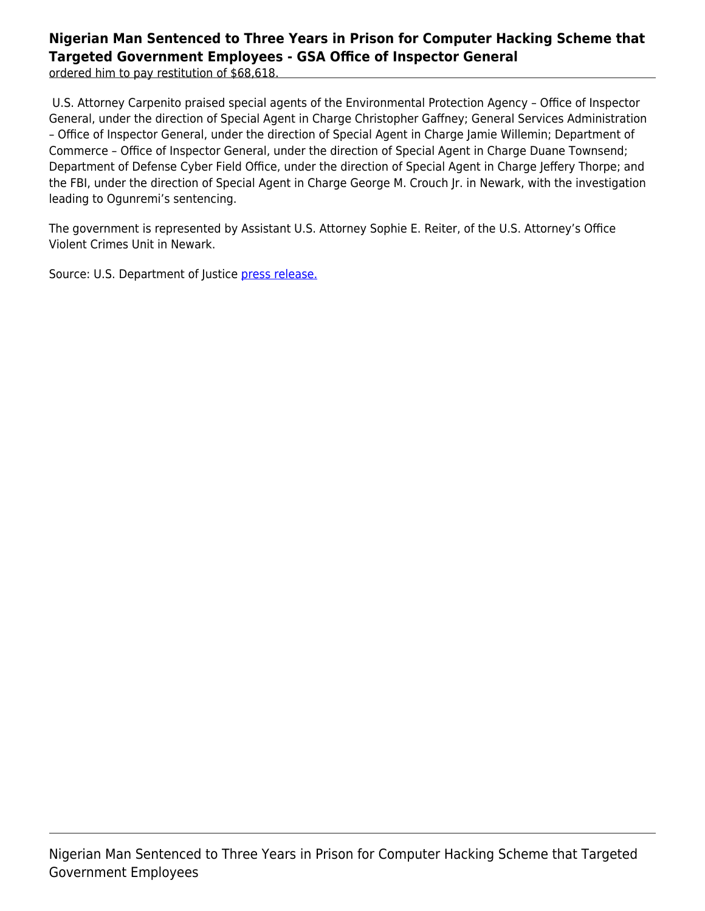ordered him to pay restitution of $68,618.

U.S. Attorney Carpenito praised special agents of the Environmental Protection Agency – Office of Inspector General, under the direction of Special Agent in Charge Christopher Gaffney; General Services Administration – Office of Inspector General, under the direction of Special Agent in Charge Jamie Willemin; Department of Commerce – Office of Inspector General, under the direction of Special Agent in Charge Duane Townsend; Department of Defense Cyber Field Office, under the direction of Special Agent in Charge Jeffery Thorpe; and the FBI, under the direction of Special Agent in Charge George M. Crouch Jr. in Newark, with the investigation leading to Ogunremi's sentencing.

The government is represented by Assistant U.S. Attorney Sophie E. Reiter, of the U.S. Attorney's Office Violent Crimes Unit in Newark.

Source: U.S. Department of Justice press release.